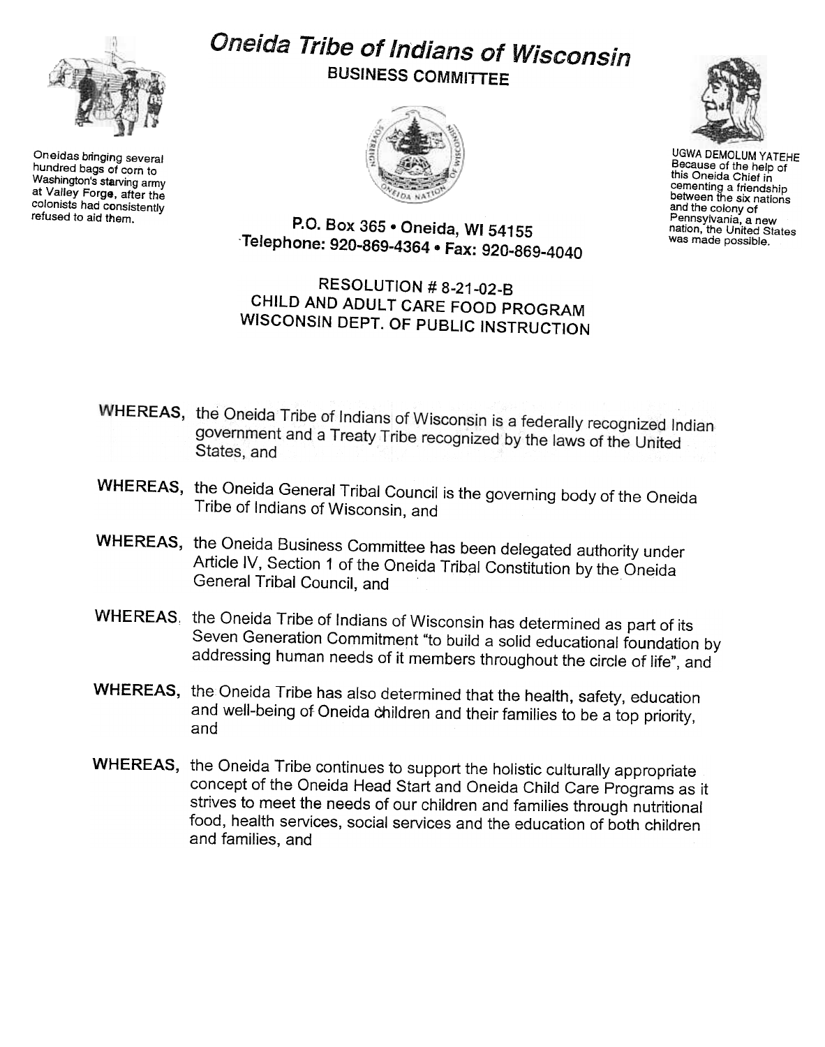# Oneida Tribe of Indians of Wisconsin

## BUSINESS COMMITTEE

Oneidas bringing several hundred bags of corn to Washington's starving army at Valley Forge, after the colonists had consistently refused to aid them.

UGWA DEMOLUM YATEHE
Because of the help of this Oneida Chief in cementing a friendship between the six nations and the colony of Pennsylvania, a new nation, the United States was made possible.

P.O. Box 365 • Oneida, WI 54155
Telephone: 920-869-4364 • Fax: 920-869-4040

### RESOLUTION # 8-21-02-B
### CHILD AND ADULT CARE FOOD PROGRAM
### WISCONSIN DEPT. OF PUBLIC INSTRUCTION

**WHEREAS,** the Oneida Tribe of Indians of Wisconsin is a federally recognized Indian government and a Treaty Tribe recognized by the laws of the United States, and

**WHEREAS,** the Oneida General Tribal Council is the governing body of the Oneida Tribe of Indians of Wisconsin, and

**WHEREAS,** the Oneida Business Committee has been delegated authority under Article IV, Section 1 of the Oneida Tribal Constitution by the Oneida General Tribal Council, and

**WHEREAS.** the Oneida Tribe of Indians of Wisconsin has determined as part of its Seven Generation Commitment "to build a solid educational foundation by addressing human needs of it members throughout the circle of life", and

**WHEREAS,** the Oneida Tribe has also determined that the health, safety, education and well-being of Oneida children and their families to be a top priority, and

**WHEREAS,** the Oneida Tribe continues to support the holistic culturally appropriate concept of the Oneida Head Start and Oneida Child Care Programs as it strives to meet the needs of our children and families through nutritional food, health services, social services and the education of both children and families, and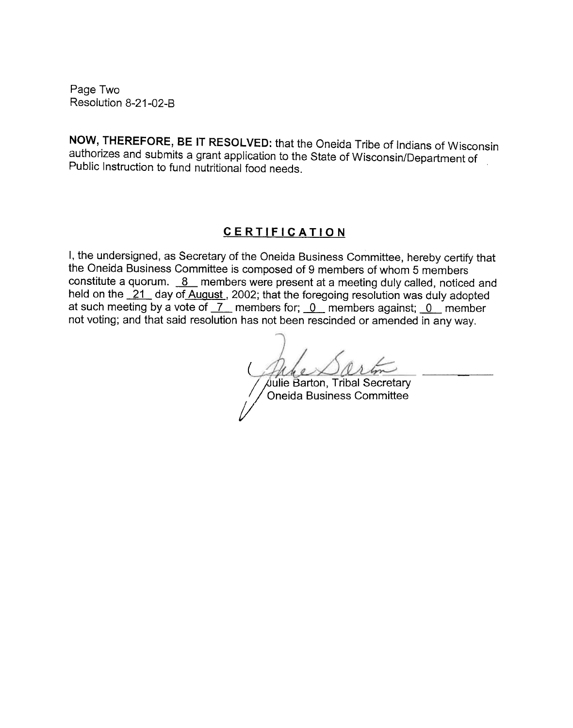Page Two
Resolution 8-21-02-B

**NOW, THEREFORE, BE IT RESOLVED:** that the Oneida Tribe of Indians of Wisconsin authorizes and submits a grant application to the State of Wisconsin/Department of Public Instruction to fund nutritional food needs.

## CERTIFICATION

I, the undersigned, as Secretary of the Oneida Business Committee, hereby certify that the Oneida Business Committee is composed of 9 members of whom 5 members constitute a quorum. 8 members were present at a meeting duly called, noticed and held on the 21 day of August, 2002; that the foregoing resolution was duly adopted at such meeting by a vote of 7 members for; 0 members against; 0 member not voting; and that said resolution has not been rescinded or amended in any way.

Julie Barton, Tribal Secretary
Oneida Business Committee